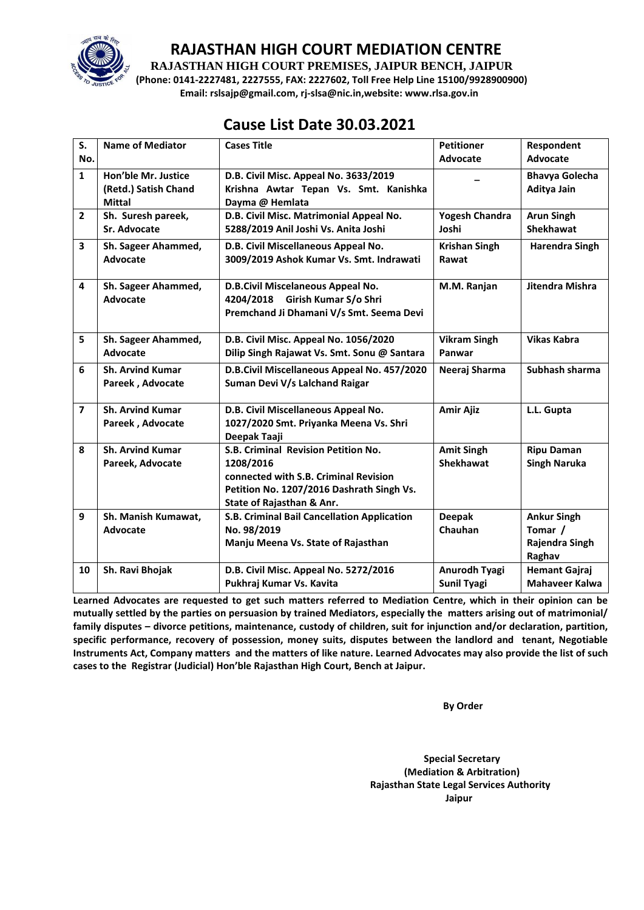# RAJASTHAN HIGH COURT MEDIATION CENTRE

**RAJASTHAN HIGH COURT PREMISES, JAIPUR BENCH, JAIPUR**

**(Phone: 0141-2227481, 2227555, FAX: 2227602, Toll Free Help Line 15100/9928900900)**

**Email: rslsajp@gmail.com, rj-slsa@nic.in,website: www.rlsa.gov.in**

## Cause List Date 30.03.2021

| S. No. | Name of Mediator | Cases Title | Petitioner Advocate | Respondent Advocate |
|---|---|---|---|---|
| 1 | Hon'ble Mr. Justice (Retd.) Satish Chand Mittal | D.B. Civil Misc. Appeal No. 3633/2019 Krishna Awtar Tepan Vs. Smt. Kanishka Dayma @ Hemlata | – | Bhavya Golecha Aditya Jain |
| 2 | Sh. Suresh pareek, Sr. Advocate | D.B. Civil Misc. Matrimonial Appeal No. 5288/2019 Anil Joshi Vs. Anita Joshi | Yogesh Chandra Joshi | Arun Singh Shekhawat |
| 3 | Sh. Sageer Ahammed, Advocate | D.B. Civil Miscellaneous Appeal No. 3009/2019 Ashok Kumar Vs. Smt. Indrawati | Krishan Singh Rawat | Harendra Singh |
| 4 | Sh. Sageer Ahammed, Advocate | D.B.Civil Miscelaneous Appeal No. 4204/2018 Girish Kumar S/o Shri Premchand Ji Dhamani V/s Smt. Seema Devi | M.M. Ranjan | Jitendra Mishra |
| 5 | Sh. Sageer Ahammed, Advocate | D.B. Civil Misc. Appeal No. 1056/2020 Dilip Singh Rajawat Vs. Smt. Sonu @ Santara | Vikram Singh Panwar | Vikas Kabra |
| 6 | Sh. Arvind Kumar Pareek , Advocate | D.B.Civil Miscellaneous Appeal No. 457/2020 Suman Devi V/s Lalchand Raigar | Neeraj Sharma | Subhash sharma |
| 7 | Sh. Arvind Kumar Pareek , Advocate | D.B. Civil Miscellaneous Appeal No. 1027/2020 Smt. Priyanka Meena Vs. Shri Deepak Taaji | Amir Ajiz | L.L. Gupta |
| 8 | Sh. Arvind Kumar Pareek, Advocate | S.B. Criminal Revision Petition No. 1208/2016 connected with S.B. Criminal Revision Petition No. 1207/2016 Dashrath Singh Vs. State of Rajasthan & Anr. | Amit Singh Shekhawat | Ripu Daman Singh Naruka |
| 9 | Sh. Manish Kumawat, Advocate | S.B. Criminal Bail Cancellation Application No. 98/2019 Manju Meena Vs. State of Rajasthan | Deepak Chauhan | Ankur Singh Tomar / Rajendra Singh Raghav |
| 10 | Sh. Ravi Bhojak | D.B. Civil Misc. Appeal No. 5272/2016 Pukhraj Kumar Vs. Kavita | Anurodh Tyagi Sunil Tyagi | Hemant Gajraj Mahaveer Kalwa |

**Learned Advocates are requested to get such matters referred to Mediation Centre, which in their opinion can be mutually settled by the parties on persuasion by trained Mediators, especially the matters arising out of matrimonial/ family disputes – divorce petitions, maintenance, custody of children, suit for injunction and/or declaration, partition, specific performance, recovery of possession, money suits, disputes between the landlord and tenant, Negotiable Instruments Act, Company matters and the matters of like nature. Learned Advocates may also provide the list of such cases to the Registrar (Judicial) Hon'ble Rajasthan High Court, Bench at Jaipur.**

**By Order**

**Special Secretary**
**(Mediation & Arbitration)**
**Rajasthan State Legal Services Authority**
**Jaipur**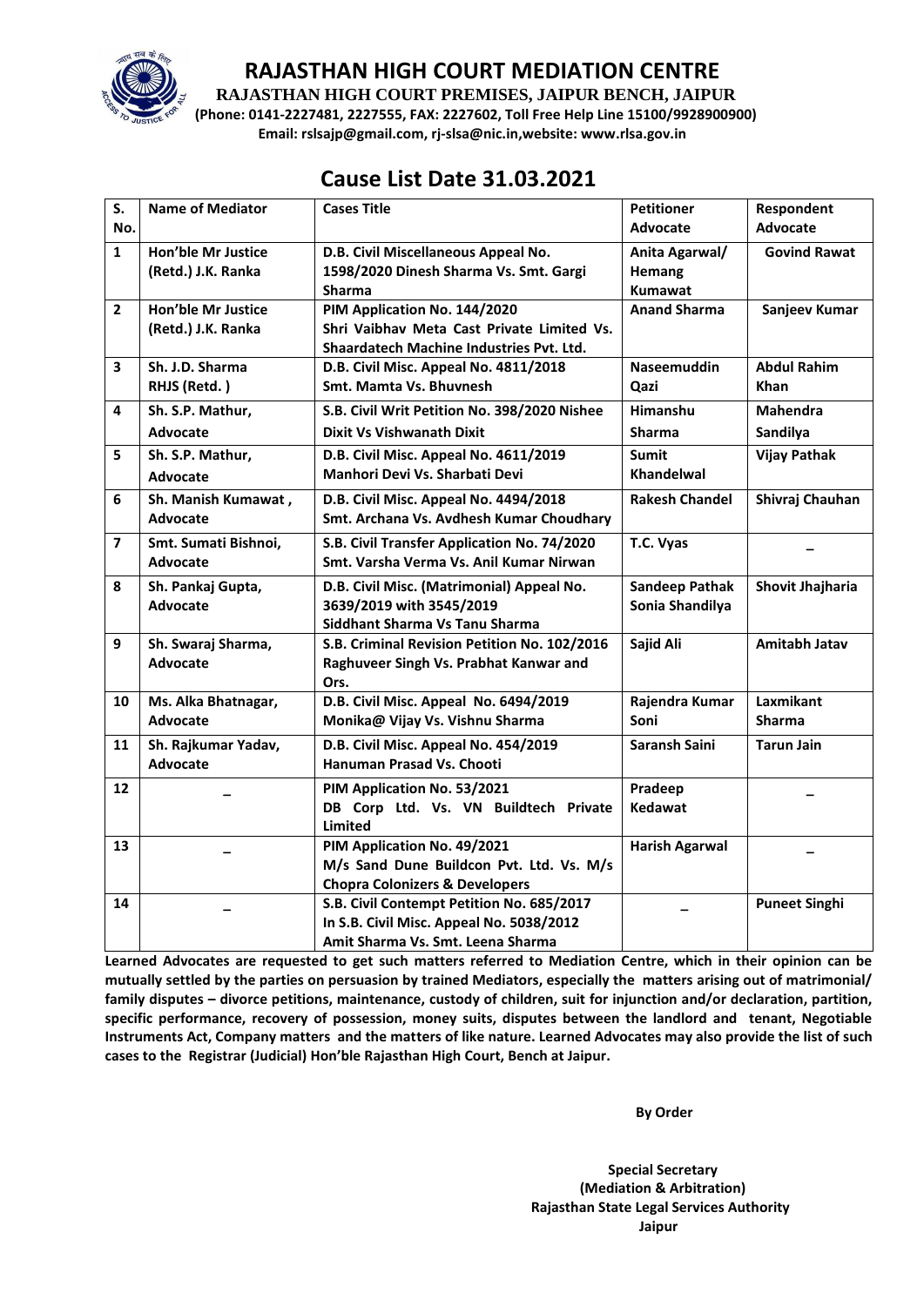# RAJASTHAN HIGH COURT MEDIATION CENTRE

**RAJASTHAN HIGH COURT PREMISES, JAIPUR BENCH, JAIPUR**

**(Phone: 0141-2227481, 2227555, FAX: 2227602, Toll Free Help Line 15100/9928900900)**

**Email: rslsajp@gmail.com, rj-slsa@nic.in,website: www.rlsa.gov.in**

## Cause List Date 31.03.2021

| S. No. | Name of Mediator | Cases Title | Petitioner Advocate | Respondent Advocate |
|---|---|---|---|---|
| 1 | Hon'ble Mr Justice (Retd.) J.K. Ranka | D.B. Civil Miscellaneous Appeal No. 1598/2020 Dinesh Sharma Vs. Smt. Gargi Sharma | Anita Agarwal/ Hemang Kumawat | Govind Rawat |
| 2 | Hon'ble Mr Justice (Retd.) J.K. Ranka | PIM Application No. 144/2020 Shri Vaibhav Meta Cast Private Limited Vs. Shaardatech Machine Industries Pvt. Ltd. | Anand Sharma | Sanjeev Kumar |
| 3 | Sh. J.D. Sharma RHJS (Retd. ) | D.B. Civil Misc. Appeal No. 4811/2018 Smt. Mamta Vs. Bhuvnesh | Naseemuddin Qazi | Abdul Rahim Khan |
| 4 | Sh. S.P. Mathur, Advocate | S.B. Civil Writ Petition No. 398/2020 Nishee Dixit Vs Vishwanath Dixit | Himanshu Sharma | Mahendra Sandilya |
| 5 | Sh. S.P. Mathur, Advocate | D.B. Civil Misc. Appeal No. 4611/2019 Manhori Devi Vs. Sharbati Devi | Sumit Khandelwal | Vijay Pathak |
| 6 | Sh. Manish Kumawat , Advocate | D.B. Civil Misc. Appeal No. 4494/2018 Smt. Archana Vs. Avdhesh Kumar Choudhary | Rakesh Chandel | Shivraj Chauhan |
| 7 | Smt. Sumati Bishnoi, Advocate | S.B. Civil Transfer Application No. 74/2020 Smt. Varsha Verma Vs. Anil Kumar Nirwan | T.C. Vyas | _ |
| 8 | Sh. Pankaj Gupta, Advocate | D.B. Civil Misc. (Matrimonial) Appeal No. 3639/2019 with 3545/2019 Siddhant Sharma Vs Tanu Sharma | Sandeep Pathak Sonia Shandilya | Shovit Jhajharia |
| 9 | Sh. Swaraj Sharma, Advocate | S.B. Criminal Revision Petition No. 102/2016 Raghuveer Singh Vs. Prabhat Kanwar and Ors. | Sajid Ali | Amitabh Jatav |
| 10 | Ms. Alka Bhatnagar, Advocate | D.B. Civil Misc. Appeal No. 6494/2019 Monika@ Vijay Vs. Vishnu Sharma | Rajendra Kumar Soni | Laxmikant Sharma |
| 11 | Sh. Rajkumar Yadav, Advocate | D.B. Civil Misc. Appeal No. 454/2019 Hanuman Prasad Vs. Chooti | Saransh Saini | Tarun Jain |
| 12 | _ | PIM Application No. 53/2021 DB Corp Ltd. Vs. VN Buildtech Private Limited | Pradeep Kedawat | _ |
| 13 | _ | PIM Application No. 49/2021 M/s Sand Dune Buildcon Pvt. Ltd. Vs. M/s Chopra Colonizers & Developers | Harish Agarwal | _ |
| 14 | _ | S.B. Civil Contempt Petition No. 685/2017 In S.B. Civil Misc. Appeal No. 5038/2012 Amit Sharma Vs. Smt. Leena Sharma | _ | Puneet Singhi |

**Learned Advocates are requested to get such matters referred to Mediation Centre, which in their opinion can be mutually settled by the parties on persuasion by trained Mediators, especially the matters arising out of matrimonial/ family disputes – divorce petitions, maintenance, custody of children, suit for injunction and/or declaration, partition, specific performance, recovery of possession, money suits, disputes between the landlord and tenant, Negotiable Instruments Act, Company matters and the matters of like nature. Learned Advocates may also provide the list of such cases to the Registrar (Judicial) Hon'ble Rajasthan High Court, Bench at Jaipur.**

**By Order**

**Special Secretary**
**(Mediation & Arbitration)**
**Rajasthan State Legal Services Authority**
**Jaipur**